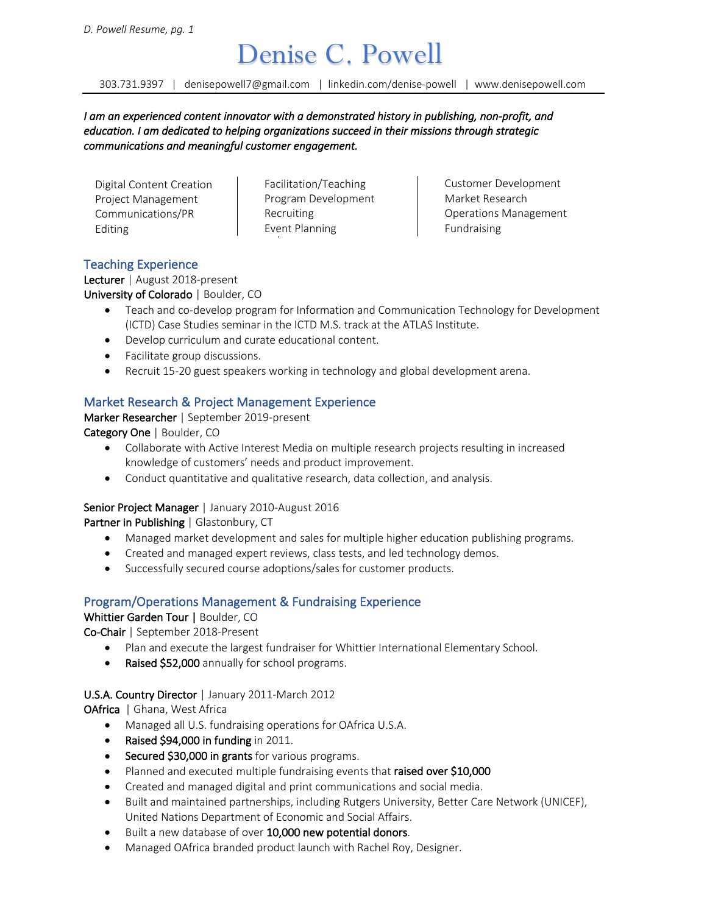# Denise C. Powell

303.731.9397 | denisepowell7@gmail.com | linkedin.com/denise-powell | www.denisepowell.com

***I am an experienced content innovator with a demonstrated history in publishing, non-profit, and education. I am dedicated to helping organizations succeed in their missions through strategic communications and meaningful customer engagement.***

| | | |
|---|---|---|
| Digital Content Creation | Facilitation/Teaching | Customer Development |
| Project Management | Program Development | Market Research |
| Communications/PR | Recruiting | Operations Management |
| Editing | Event Planning | Fundraising |

## Teaching Experience

**Lecturer** | August 2018-present
**University of Colorado** | Boulder, CO

- Teach and co-develop program for Information and Communication Technology for Development (ICTD) Case Studies seminar in the ICTD M.S. track at the ATLAS Institute.
- Develop curriculum and curate educational content.
- Facilitate group discussions.
- Recruit 15-20 guest speakers working in technology and global development arena.

## Market Research & Project Management Experience

**Marker Researcher** | September 2019-present
**Category One** | Boulder, CO

- Collaborate with Active Interest Media on multiple research projects resulting in increased knowledge of customers' needs and product improvement.
- Conduct quantitative and qualitative research, data collection, and analysis.

**Senior Project Manager** | January 2010-August 2016
**Partner in Publishing** | Glastonbury, CT

- Managed market development and sales for multiple higher education publishing programs.
- Created and managed expert reviews, class tests, and led technology demos.
- Successfully secured course adoptions/sales for customer products.

## Program/Operations Management & Fundraising Experience

**Whittier Garden Tour |** Boulder, CO
**Co-Chair** | September 2018-Present

- Plan and execute the largest fundraiser for Whittier International Elementary School.
- **Raised $52,000** annually for school programs.

**U.S.A. Country Director** | January 2011-March 2012
**OAfrica** | Ghana, West Africa

- Managed all U.S. fundraising operations for OAfrica U.S.A.
- **Raised $94,000 in funding** in 2011.
- **Secured $30,000 in grants** for various programs.
- Planned and executed multiple fundraising events that **raised over $10,000**
- Created and managed digital and print communications and social media.
- Built and maintained partnerships, including Rutgers University, Better Care Network (UNICEF), United Nations Department of Economic and Social Affairs.
- Built a new database of over **10,000 new potential donors**.
- Managed OAfrica branded product launch with Rachel Roy, Designer.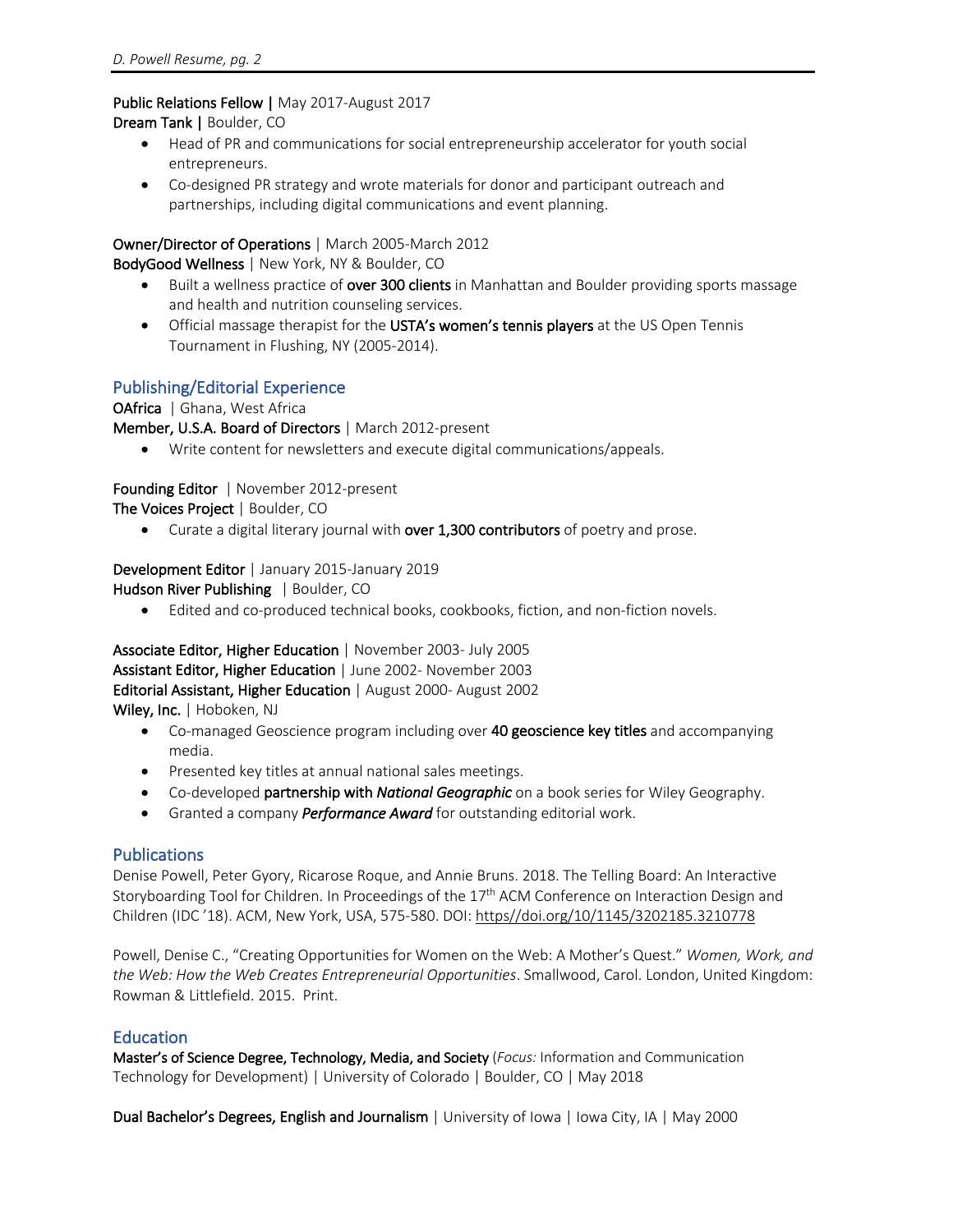**Public Relations Fellow |** May 2017-August 2017
**Dream Tank |** Boulder, CO

- Head of PR and communications for social entrepreneurship accelerator for youth social entrepreneurs.
- Co-designed PR strategy and wrote materials for donor and participant outreach and partnerships, including digital communications and event planning.

**Owner/Director of Operations** | March 2005-March 2012
**BodyGood Wellness** | New York, NY & Boulder, CO

- Built a wellness practice of **over 300 clients** in Manhattan and Boulder providing sports massage and health and nutrition counseling services.
- Official massage therapist for the **USTA's women's tennis players** at the US Open Tennis Tournament in Flushing, NY (2005-2014).

## Publishing/Editorial Experience

**OAfrica** | Ghana, West Africa
**Member, U.S.A. Board of Directors** | March 2012-present

- Write content for newsletters and execute digital communications/appeals.

**Founding Editor** | November 2012-present
**The Voices Project** | Boulder, CO

- Curate a digital literary journal with **over 1,300 contributors** of poetry and prose.

**Development Editor** | January 2015-January 2019
**Hudson River Publishing** | Boulder, CO

- Edited and co-produced technical books, cookbooks, fiction, and non-fiction novels.

**Associate Editor, Higher Education** | November 2003- July 2005
**Assistant Editor, Higher Education** | June 2002- November 2003
**Editorial Assistant, Higher Education** | August 2000- August 2002
**Wiley, Inc.** | Hoboken, NJ

- Co-managed Geoscience program including over **40 geoscience key titles** and accompanying media.
- Presented key titles at annual national sales meetings.
- Co-developed **partnership with *National Geographic*** on a book series for Wiley Geography.
- Granted a company ***Performance Award*** for outstanding editorial work.

## Publications

Denise Powell, Peter Gyory, Ricarose Roque, and Annie Bruns. 2018. The Telling Board: An Interactive Storyboarding Tool for Children. In Proceedings of the 17th ACM Conference on Interaction Design and Children (IDC '18). ACM, New York, USA, 575-580. DOI: https//doi.org/10/1145/3202185.3210778

Powell, Denise C., "Creating Opportunities for Women on the Web: A Mother's Quest." *Women, Work, and the Web: How the Web Creates Entrepreneurial Opportunities*. Smallwood, Carol. London, United Kingdom: Rowman & Littlefield. 2015. Print.

## Education

**Master's of Science Degree, Technology, Media, and Society** (*Focus:* Information and Communication Technology for Development) | University of Colorado | Boulder, CO | May 2018

**Dual Bachelor's Degrees, English and Journalism** | University of Iowa | Iowa City, IA | May 2000